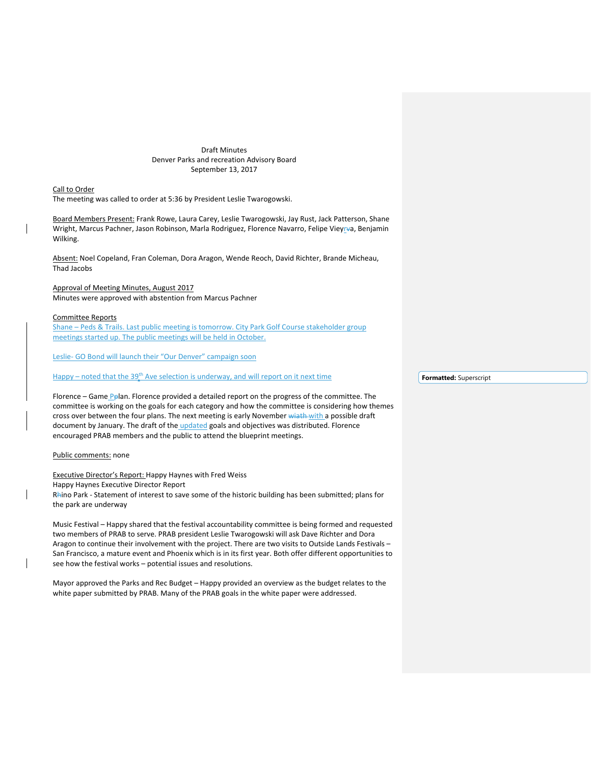Draft Minutes
Denver Parks and recreation Advisory Board
September 13, 2017

Call to Order
The meeting was called to order at 5:36 by President Leslie Twarogowski.

Board Members Present: Frank Rowe, Laura Carey, Leslie Twarogowski, Jay Rust, Jack Patterson, Shane Wright, Marcus Pachner, Jason Robinson, Marla Rodriguez, Florence Navarro, Felipe Vieyra, Benjamin Wilking.

Absent: Noel Copeland, Fran Coleman, Dora Aragon, Wende Reoch, David Richter, Brande Micheau, Thad Jacobs

Approval of Meeting Minutes, August 2017
Minutes were approved with abstention from Marcus Pachner

Committee Reports
Shane – Peds & Trails. Last public meeting is tomorrow. City Park Golf Course stakeholder group meetings started up. The public meetings will be held in October.

Leslie- GO Bond will launch their "Our Denver" campaign soon

Happy – noted that the 39th Ave selection is underway, and will report on it next time

Florence – Game Plan. Florence provided a detailed report on the progress of the committee. The committee is working on the goals for each category and how the committee is considering how themes cross over between the four plans. The next meeting is early November with a possible draft document by January. The draft of the updated goals and objectives was distributed. Florence encouraged PRAB members and the public to attend the blueprint meetings.

Public comments: none

Executive Director's Report: Happy Haynes with Fred Weiss
Happy Haynes Executive Director Report
Rhino Park - Statement of interest to save some of the historic building has been submitted; plans for the park are underway

Music Festival – Happy shared that the festival accountability committee is being formed and requested two members of PRAB to serve. PRAB president Leslie Twarogowski will ask Dave Richter and Dora Aragon to continue their involvement with the project. There are two visits to Outside Lands Festivals – San Francisco, a mature event and Phoenix which is in its first year. Both offer different opportunities to see how the festival works – potential issues and resolutions.

Mayor approved the Parks and Rec Budget – Happy provided an overview as the budget relates to the white paper submitted by PRAB. Many of the PRAB goals in the white paper were addressed.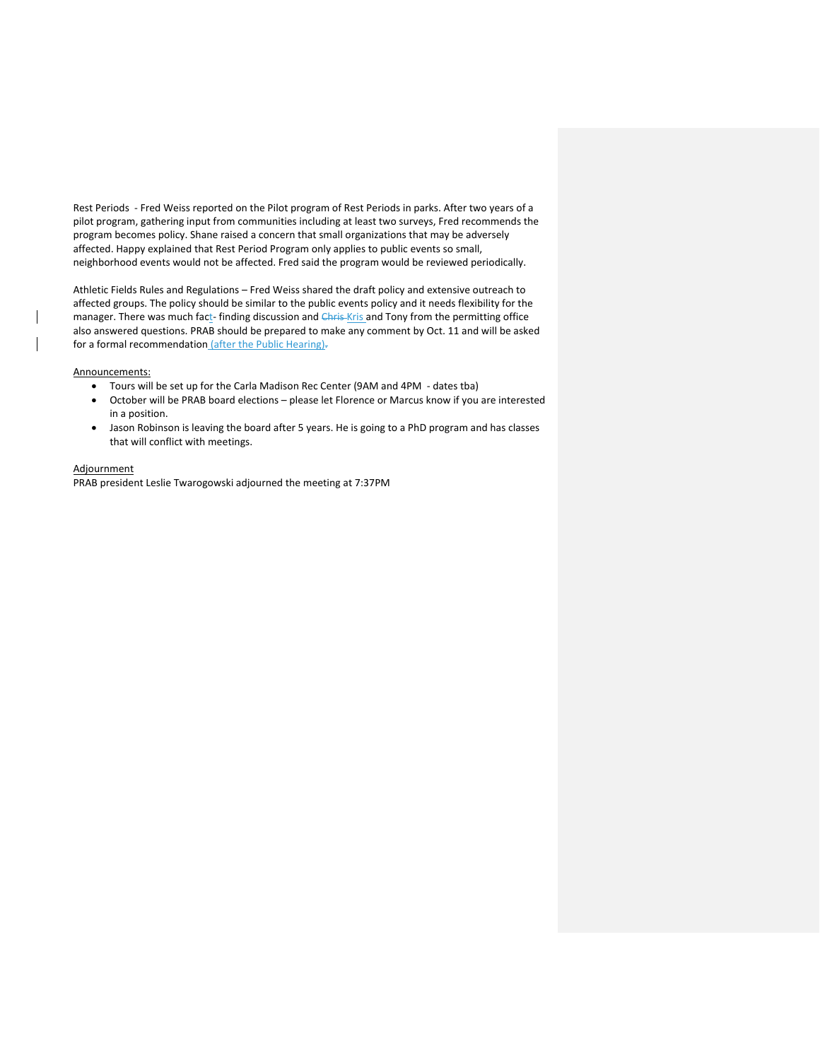Rest Periods - Fred Weiss reported on the Pilot program of Rest Periods in parks. After two years of a pilot program, gathering input from communities including at least two surveys, Fred recommends the program becomes policy. Shane raised a concern that small organizations that may be adversely affected. Happy explained that Rest Period Program only applies to public events so small, neighborhood events would not be affected. Fred said the program would be reviewed periodically.

Athletic Fields Rules and Regulations – Fred Weiss shared the draft policy and extensive outreach to affected groups. The policy should be similar to the public events policy and it needs flexibility for the manager. There was much fact- finding discussion and Kris and Tony from the permitting office also answered questions. PRAB should be prepared to make any comment by Oct. 11 and will be asked for a formal recommendation (after the Public Hearing).

Announcements:

- Tours will be set up for the Carla Madison Rec Center (9AM and 4PM - dates tba)
- October will be PRAB board elections – please let Florence or Marcus know if you are interested in a position.
- Jason Robinson is leaving the board after 5 years. He is going to a PhD program and has classes that will conflict with meetings.

Adjournment

PRAB president Leslie Twarogowski adjourned the meeting at 7:37PM